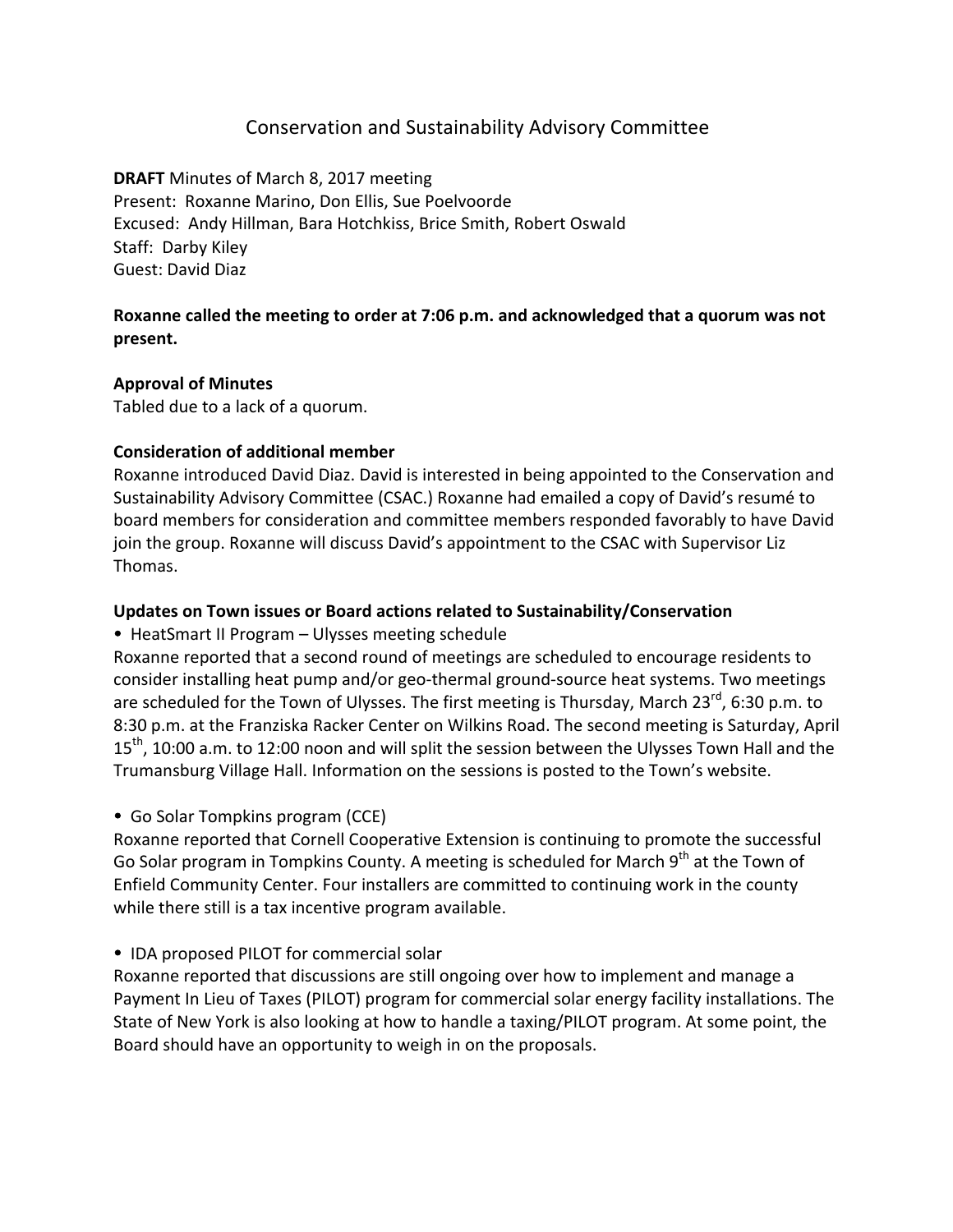# Conservation and Sustainability Advisory Committee

**DRAFT** Minutes of March 8, 2017 meeting
Present: Roxanne Marino, Don Ellis, Sue Poelvoorde
Excused: Andy Hillman, Bara Hotchkiss, Brice Smith, Robert Oswald
Staff: Darby Kiley
Guest: David Diaz

**Roxanne called the meeting to order at 7:06 p.m. and acknowledged that a quorum was not present.**

**Approval of Minutes**
Tabled due to a lack of a quorum.

**Consideration of additional member**
Roxanne introduced David Diaz. David is interested in being appointed to the Conservation and Sustainability Advisory Committee (CSAC.) Roxanne had emailed a copy of David's resumé to board members for consideration and committee members responded favorably to have David join the group. Roxanne will discuss David's appointment to the CSAC with Supervisor Liz Thomas.

**Updates on Town issues or Board actions related to Sustainability/Conservation**

- HeatSmart II Program – Ulysses meeting schedule

Roxanne reported that a second round of meetings are scheduled to encourage residents to consider installing heat pump and/or geo-thermal ground-source heat systems. Two meetings are scheduled for the Town of Ulysses. The first meeting is Thursday, March 23rd, 6:30 p.m. to 8:30 p.m. at the Franziska Racker Center on Wilkins Road. The second meeting is Saturday, April 15th, 10:00 a.m. to 12:00 noon and will split the session between the Ulysses Town Hall and the Trumansburg Village Hall. Information on the sessions is posted to the Town's website.

- Go Solar Tompkins program (CCE)

Roxanne reported that Cornell Cooperative Extension is continuing to promote the successful Go Solar program in Tompkins County. A meeting is scheduled for March 9th at the Town of Enfield Community Center. Four installers are committed to continuing work in the county while there still is a tax incentive program available.

- IDA proposed PILOT for commercial solar

Roxanne reported that discussions are still ongoing over how to implement and manage a Payment In Lieu of Taxes (PILOT) program for commercial solar energy facility installations. The State of New York is also looking at how to handle a taxing/PILOT program. At some point, the Board should have an opportunity to weigh in on the proposals.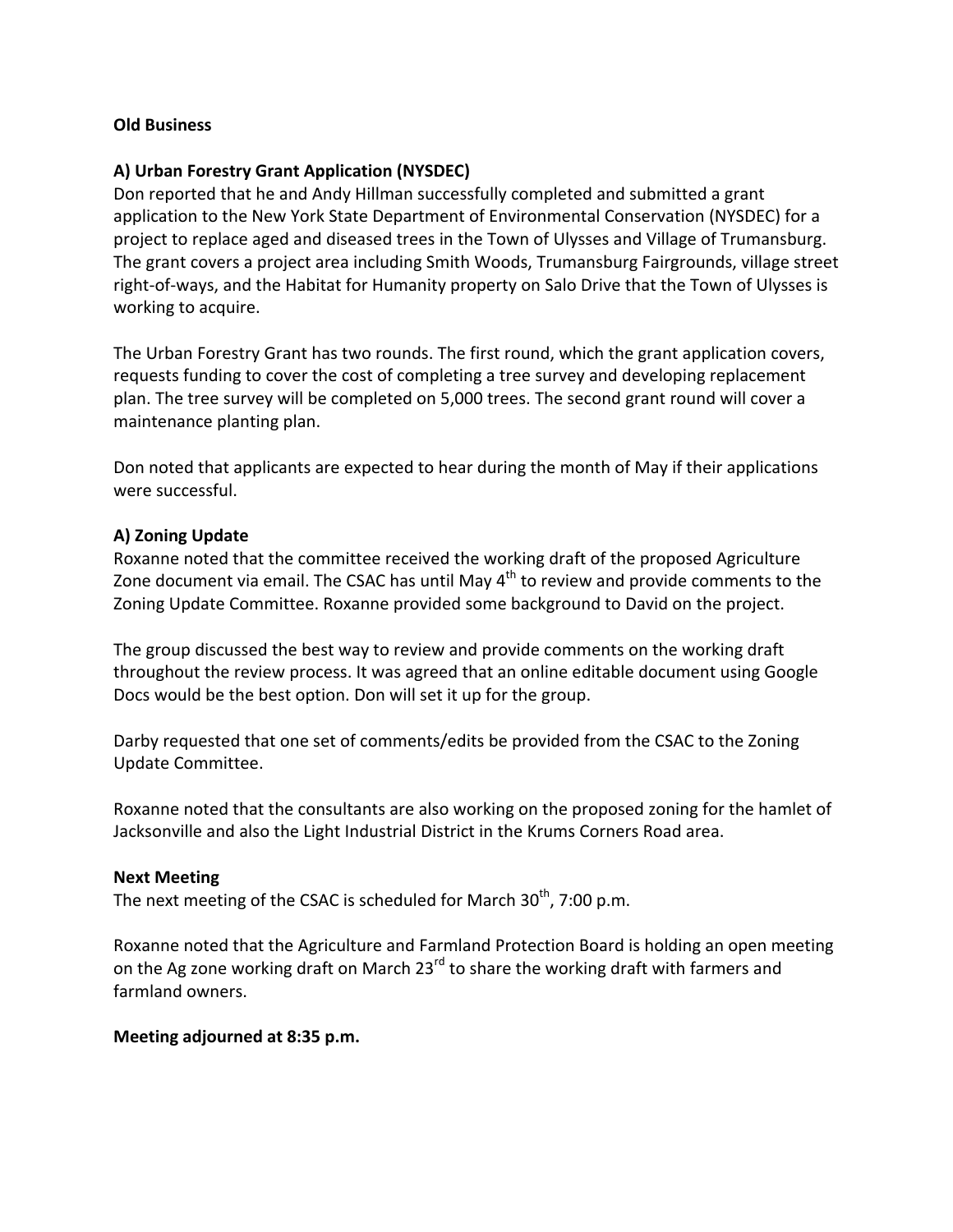**Old Business**

**A) Urban Forestry Grant Application (NYSDEC)**

Don reported that he and Andy Hillman successfully completed and submitted a grant application to the New York State Department of Environmental Conservation (NYSDEC) for a project to replace aged and diseased trees in the Town of Ulysses and Village of Trumansburg. The grant covers a project area including Smith Woods, Trumansburg Fairgrounds, village street right-of-ways, and the Habitat for Humanity property on Salo Drive that the Town of Ulysses is working to acquire.

The Urban Forestry Grant has two rounds. The first round, which the grant application covers, requests funding to cover the cost of completing a tree survey and developing replacement plan. The tree survey will be completed on 5,000 trees. The second grant round will cover a maintenance planting plan.

Don noted that applicants are expected to hear during the month of May if their applications were successful.

**A) Zoning Update**

Roxanne noted that the committee received the working draft of the proposed Agriculture Zone document via email. The CSAC has until May 4th to review and provide comments to the Zoning Update Committee. Roxanne provided some background to David on the project.

The group discussed the best way to review and provide comments on the working draft throughout the review process. It was agreed that an online editable document using Google Docs would be the best option. Don will set it up for the group.

Darby requested that one set of comments/edits be provided from the CSAC to the Zoning Update Committee.

Roxanne noted that the consultants are also working on the proposed zoning for the hamlet of Jacksonville and also the Light Industrial District in the Krums Corners Road area.

**Next Meeting**

The next meeting of the CSAC is scheduled for March 30th, 7:00 p.m.

Roxanne noted that the Agriculture and Farmland Protection Board is holding an open meeting on the Ag zone working draft on March 23rd to share the working draft with farmers and farmland owners.

**Meeting adjourned at 8:35 p.m.**